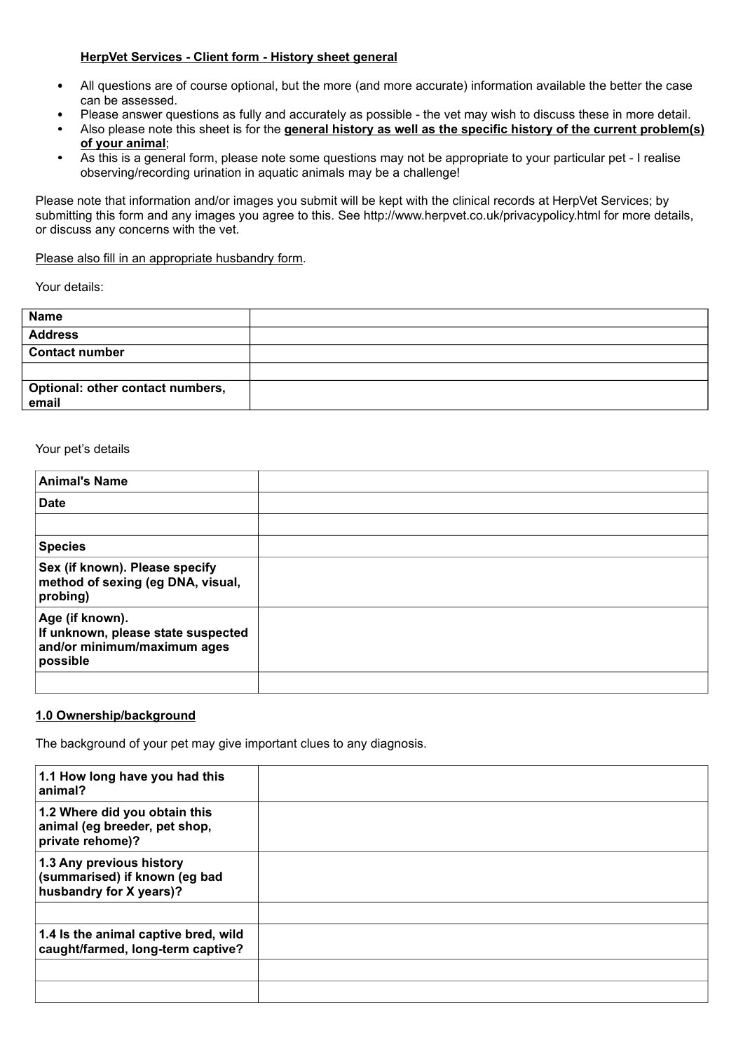**HerpVet Services - Client form - History sheet general**

- All questions are of course optional, but the more (and more accurate) information available the better the case can be assessed.
- Please answer questions as fully and accurately as possible - the vet may wish to discuss these in more detail.
- Also please note this sheet is for the **general history as well as the specific history of the current problem(s) of your animal**;
- As this is a general form, please note some questions may not be appropriate to your particular pet - I realise observing/recording urination in aquatic animals may be a challenge!

Please note that information and/or images you submit will be kept with the clinical records at HerpVet Services; by submitting this form and any images you agree to this. See http://www.herpvet.co.uk/privacypolicy.html for more details, or discuss any concerns with the vet.

Please also fill in an appropriate husbandry form.

Your details:

| **Name** | |
|---|---|
| **Address** | |
| **Contact number** | |
| | |
| **Optional: other contact numbers, email** | |

Your pet's details

| **Animal's Name** | |
|---|---|
| **Date** | |
| | |
| **Species** | |
| **Sex (if known). Please specify method of sexing (eg DNA, visual, probing)** | |
| **Age (if known). If unknown, please state suspected and/or minimum/maximum ages possible** | |
| | |

## 1.0 Ownership/background

The background of your pet may give important clues to any diagnosis.

| **1.1 How long have you had this animal?** | |
|---|---|
| **1.2 Where did you obtain this animal (eg breeder, pet shop, private rehome)?** | |
| **1.3 Any previous history (summarised) if known (eg bad husbandry for X years)?** | |
| | |
| **1.4 Is the animal captive bred, wild caught/farmed, long-term captive?** | |
| | |
| | |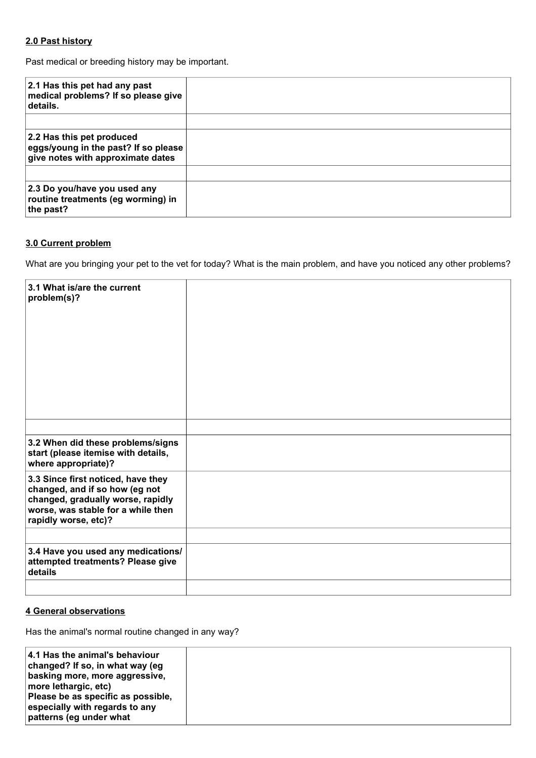**2.0 Past history**

Past medical or breeding history may be important.

| | |
|---|---|
| **2.1 Has this pet had any past medical problems? If so please give details.** | |
| | |
| **2.2 Has this pet produced eggs/young in the past? If so please give notes with approximate dates** | |
| | |
| **2.3 Do you/have you used any routine treatments (eg worming) in the past?** | |

**3.0 Current problem**

What are you bringing your pet to the vet for today? What is the main problem, and have you noticed any other problems?

| | |
|---|---|
| **3.1 What is/are the current problem(s)?** | |
| | |
| **3.2 When did these problems/signs start (please itemise with details, where appropriate)?** | |
| **3.3 Since first noticed, have they changed, and if so how (eg not changed, gradually worse, rapidly worse, was stable for a while then rapidly worse, etc)?** | |
| | |
| **3.4 Have you used any medications/ attempted treatments? Please give details** | |
| | |

**4 General observations**

Has the animal's normal routine changed in any way?

| | |
|---|---|
| **4.1 Has the animal's behaviour changed? If so, in what way (eg basking more, more aggressive, more lethargic, etc)<br>Please be as specific as possible, especially with regards to any patterns (eg under what** | |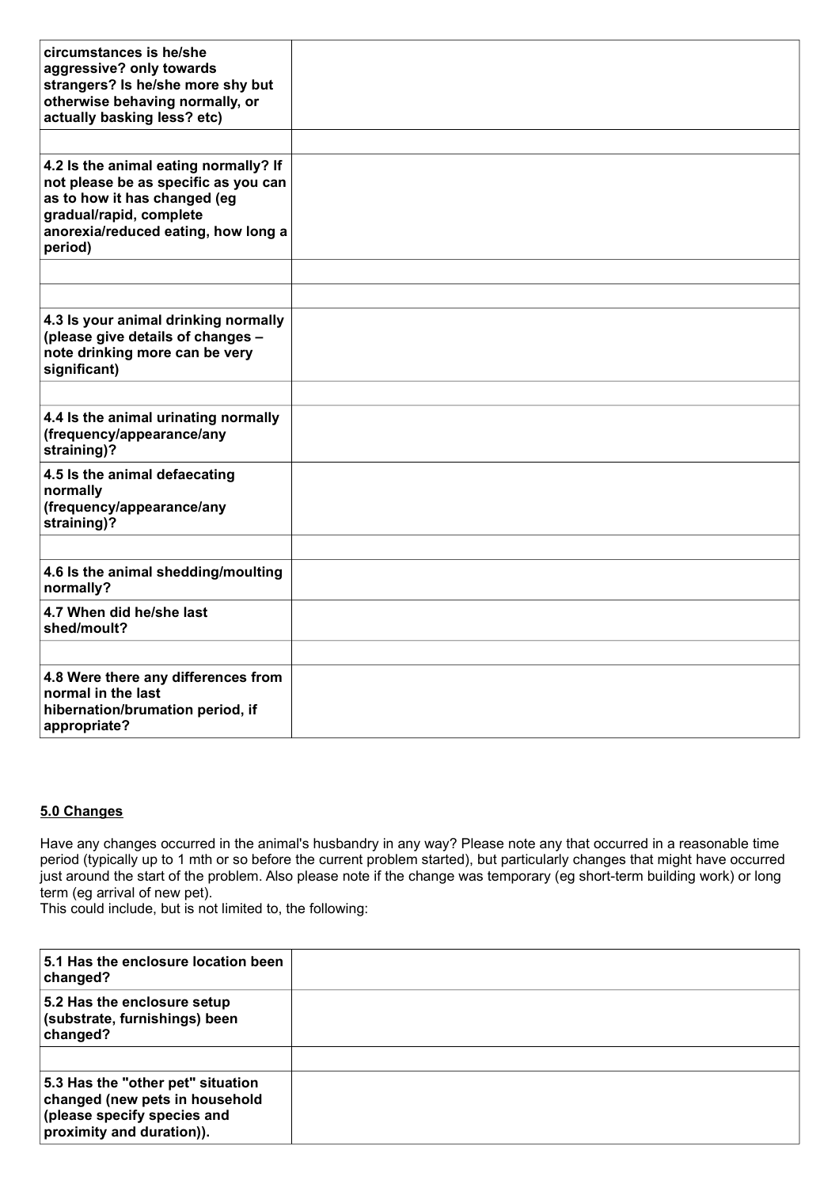| | |
|---|---|
| **circumstances is he/she aggressive? only towards strangers? Is he/she more shy but otherwise behaving normally, or actually basking less? etc)** | |
| | |
| **4.2 Is the animal eating normally? If not please be as specific as you can as to how it has changed (eg gradual/rapid, complete anorexia/reduced eating, how long a period)** | |
| | |
| | |
| **4.3 Is your animal drinking normally (please give details of changes – note drinking more can be very significant)** | |
| | |
| **4.4 Is the animal urinating normally (frequency/appearance/any straining)?** | |
| **4.5 Is the animal defaecating normally (frequency/appearance/any straining)?** | |
| | |
| **4.6 Is the animal shedding/moulting normally?** | |
| **4.7 When did he/she last shed/moult?** | |
| | |
| **4.8 Were there any differences from normal in the last hibernation/brumation period, if appropriate?** | |

## 5.0 Changes

Have any changes occurred in the animal's husbandry in any way? Please note any that occurred in a reasonable time period (typically up to 1 mth or so before the current problem started), but particularly changes that might have occurred just around the start of the problem. Also please note if the change was temporary (eg short-term building work) or long term (eg arrival of new pet).
This could include, but is not limited to, the following:

| | |
|---|---|
| **5.1 Has the enclosure location been changed?** | |
| **5.2 Has the enclosure setup (substrate, furnishings) been changed?** | |
| | |
| **5.3 Has the "other pet" situation changed (new pets in household (please specify species and proximity and duration)).** | |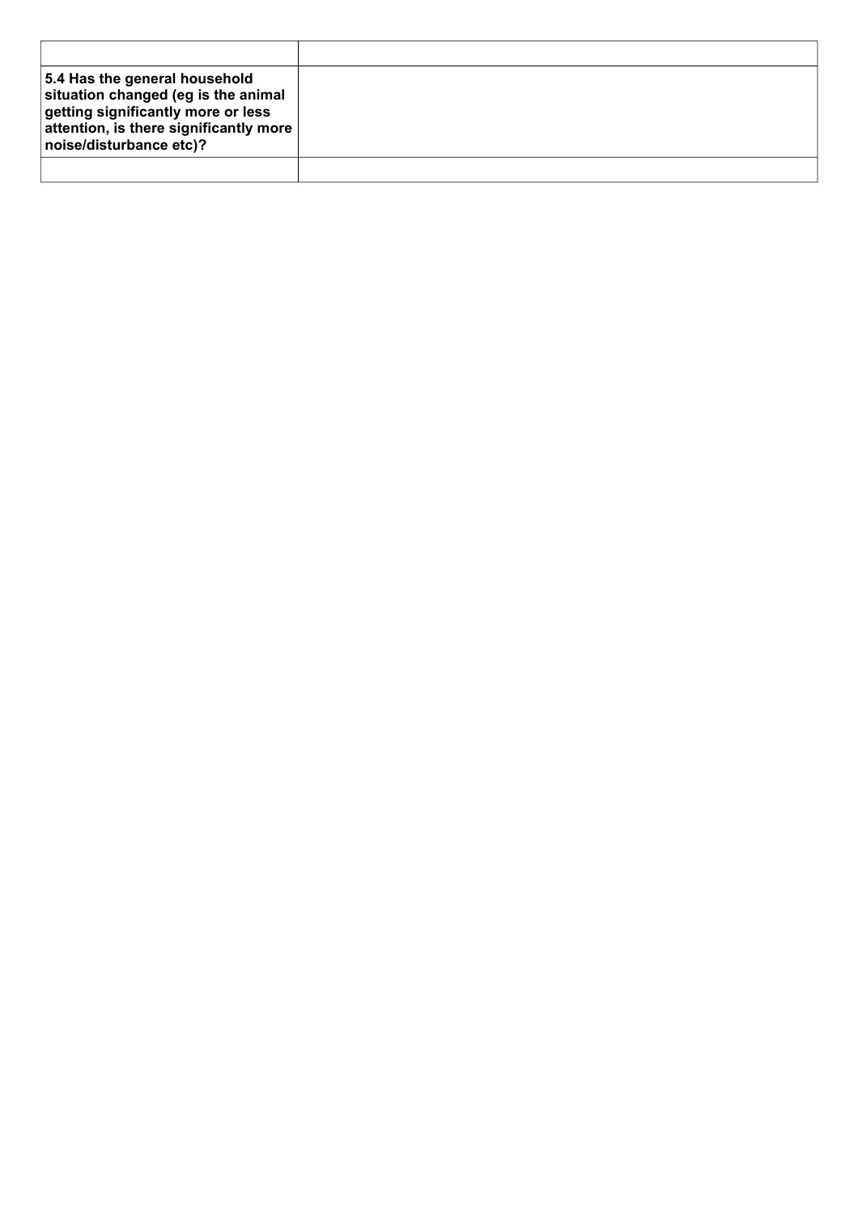| | |
|---|---|
| **5.4 Has the general household situation changed (eg is the animal getting significantly more or less attention, is there significantly more noise/disturbance etc)?** | |
| | |